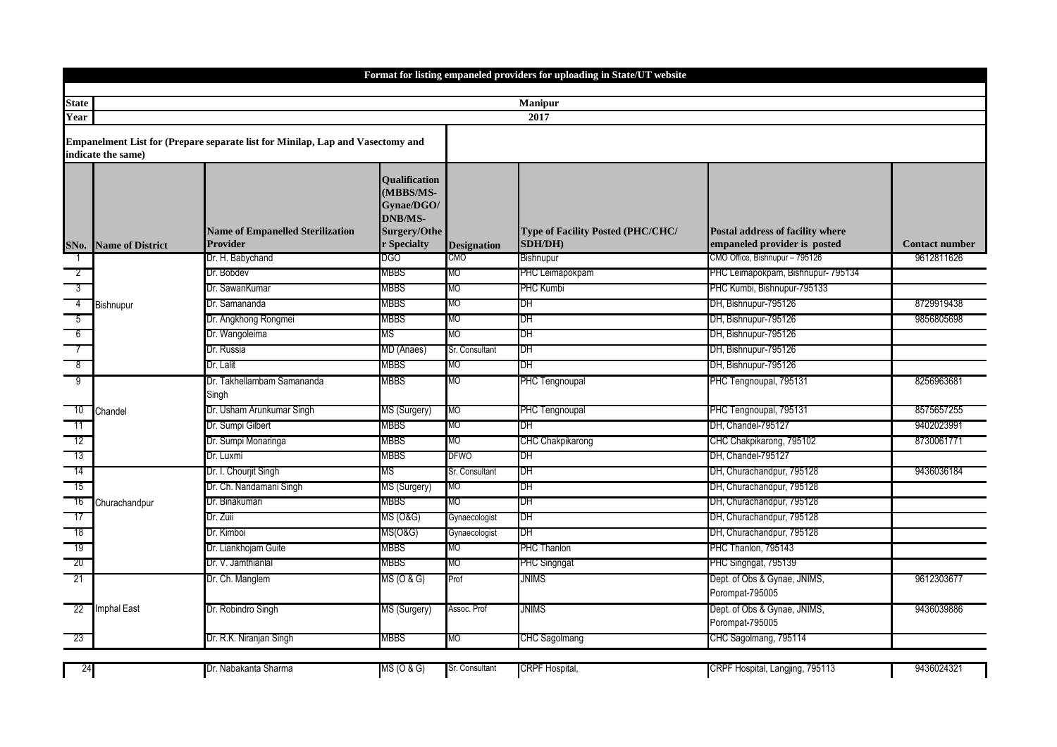**Format for listing empaneled providers for uploading in State/UT website**

| State | Manipur |
|---|---|
| Year | 2017 |

**Empanelment List for (Prepare separate list for Minilap, Lap and Vasectomy and indicate the same)**

| SNo. | Name of District | Name of Empanelled Sterilization Provider | Qualification (MBBS/MS-Gynae/DGO/ DNB/MS-Surgery/Other Specialty | Designation | Type of Facility Posted (PHC/CHC/ SDH/DH) | Postal address of facility where empaneled provider is posted | Contact number |
|---|---|---|---|---|---|---|---|
| 1 | Bishnupur | Dr. H. Babychand | DGO | CMO | Bishnupur | CMO Office, Bishnupur – 795126 | 9612811626 |
| 2 | | Dr. Bobdev | MBBS | MO | PHC Leimapokpam | PHC Leimapokpam, Bishnupur- 795134 | |
| 3 | | Dr. SawanKumar | MBBS | MO | PHC Kumbi | PHC Kumbi, Bishnupur-795133 | |
| 4 | | Dr. Samananda | MBBS | MO | DH | DH, Bishnupur-795126 | 8729919438 |
| 5 | | Dr. Angkhong Rongmei | MBBS | MO | DH | DH, Bishnupur-795126 | 9856805698 |
| 6 | | Dr. Wangoleima | MS | MO | DH | DH, Bishnupur-795126 | |
| 7 | | Dr. Russia | MD (Anaes) | Sr. Consultant | DH | DH, Bishnupur-795126 | |
| 8 | | Dr. Lalit | MBBS | MO | DH | DH, Bishnupur-795126 | |
| 9 | Chandel | Dr. Takhellambam Samananda Singh | MBBS | MO | PHC Tengnoupal | PHC Tengnoupal, 795131 | 8256963681 |
| 10 | | Dr. Usham Arunkumar Singh | MS (Surgery) | MO | PHC Tengnoupal | PHC Tengnoupal, 795131 | 8575657255 |
| 11 | | Dr. Sumpi Gilbert | MBBS | MO | DH | DH, Chandel-795127 | 9402023991 |
| 12 | | Dr. Sumpi Monaringa | MBBS | MO | CHC Chakpikarong | CHC Chakpikarong, 795102 | 8730061771 |
| 13 | | Dr. Luxmi | MBBS | DFWO | DH | DH, Chandel-795127 | |
| 14 | Churachandpur | Dr. I. Chourjit Singh | MS | Sr. Consultant | DH | DH, Churachandpur, 795128 | 9436036184 |
| 15 | | Dr. Ch. Nandamani Singh | MS (Surgery) | MO | DH | DH, Churachandpur, 795128 | |
| 16 | | Dr. Binakumari | MBBS | MO | DH | DH, Churachandpur, 795128 | |
| 17 | | Dr. Zuii | MS (O&G) | Gynaecologist | DH | DH, Churachandpur, 795128 | |
| 18 | | Dr. Kimboi | MS(O&G) | Gynaecologist | DH | DH, Churachandpur, 795128 | |
| 19 | | Dr. Liankhojam Guite | MBBS | MO | PHC Thanlon | PHC Thanlon, 795143 | |
| 20 | | Dr. V. Jamthianlal | MBBS | MO | PHC Singngat | PHC Singngat, 795139 | |
| 21 | Imphal East | Dr. Ch. Manglem | MS (O & G) | Prof | JNIMS | Dept. of Obs & Gynae, JNIMS, Porompat-795005 | 9612303677 |
| 22 | | Dr. Robindro Singh | MS (Surgery) | Assoc. Prof | JNIMS | Dept. of Obs & Gynae, JNIMS, Porompat-795005 | 9436039886 |
| 23 | | Dr. R.K. Niranjan Singh | MBBS | MO | CHC Sagolmang | CHC Sagolmang, 795114 | |
| 24 | | Dr. Nabakanta Sharma | MS (O & G) | Sr. Consultant | CRPF Hospital, | CRPF Hospital, Langjing, 795113 | 9436024321 |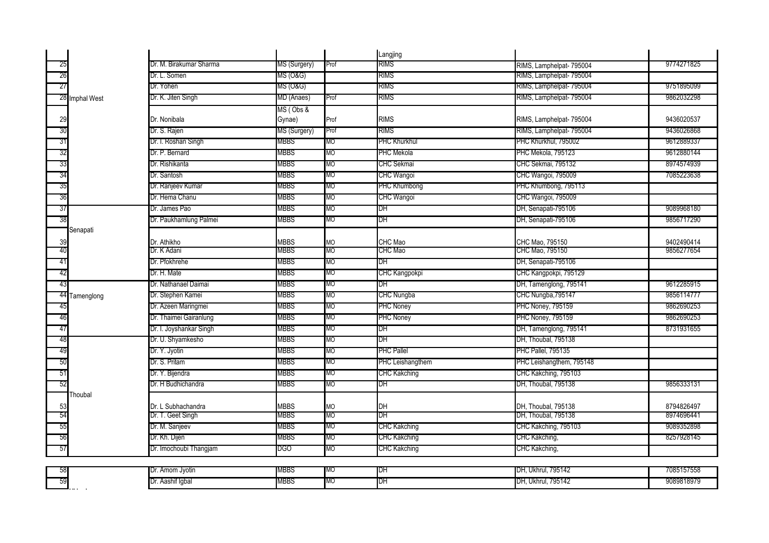| | | | | | | | |
|---|---|---|---|---|---|---|---|
| | | | | | Langjing | | |
| 25 | | Dr. M. Birakumar Sharma | MS (Surgery) | Prof | RIMS | RIMS, Lamphelpat- 795004 | 9774271825 |
| 26 | | Dr. L. Somen | MS (O&G) | | RIMS | RIMS, Lamphelpat- 795004 | |
| 27 | | Dr. Yohen | MS (O&G) | | RIMS | RIMS, Lamphelpat- 795004 | 9751895099 |
| 28 | Imphal West | Dr. K. Jiten Singh | MD (Anaes) | Prof | RIMS | RIMS, Lamphelpat- 795004 | 9862032298 |
| 29 | | Dr. Nonibala | MS ( Obs & Gynae) | Prof | RIMS | RIMS, Lamphelpat- 795004 | 9436020537 |
| 30 | | Dr. S. Rajen | MS (Surgery) | Prof | RIMS | RIMS, Lamphelpat- 795004 | 9436026868 |
| 31 | | Dr. I. Roshan Singh | MBBS | MO | PHC Khurkhul | PHC Khurkhul, 795002 | 9612889337 |
| 32 | | Dr. P. Bernard | MBBS | MO | PHC Mekola | PHC Mekola, 795123 | 9612880144 |
| 33 | | Dr. Rishikanta | MBBS | MO | CHC Sekmai | CHC Sekmai, 795132 | 8974574939 |
| 34 | | Dr. Santosh | MBBS | MO | CHC Wangoi | CHC Wangoi, 795009 | 7085223638 |
| 35 | | Dr. Ranjeev Kumar | MBBS | MO | PHC Khumbong | PHC Khumbong, 795113 | |
| 36 | | Dr. Hema Chanu | MBBS | MO | CHC Wangoi | CHC Wangoi, 795009 | |
| 37 | | Dr. James Pao | MBBS | MO | DH | DH, Senapati-795106 | 9089968180 |
| 38 | | Dr. Paukhamlung Palmei | MBBS | MO | DH | DH, Senapati-795106 | 9856717290 |
| 39 | Senapati | Dr. Athikho | MBBS | MO | CHC Mao | CHC Mao, 795150 | 9402490414 |
| 40 | | Dr. K Adani | MBBS | MO | CHC Mao | CHC Mao, 795150 | 9856277654 |
| 41 | | Dr. Pfokhrehe | MBBS | MO | DH | DH, Senapati-795106 | |
| 42 | | Dr. H. Mate | MBBS | MO | CHC Kangpokpi | CHC Kangpokpi, 795129 | |
| 43 | | Dr. Nathanael Daimai | MBBS | MO | DH | DH, Tamenglong, 795141 | 9612285915 |
| 44 | Tamenglong | Dr. Stephen Kamei | MBBS | MO | CHC Nungba | CHC Nungba,795147 | 9856114777 |
| 45 | | Dr. Azeen Maringmei | MBBS | MO | PHC Noney | PHC Noney, 795159 | 9862690253 |
| 46 | | Dr. Thaimei Gairanlung | MBBS | MO | PHC Noney | PHC Noney, 795159 | 9862690253 |
| 47 | | Dr. I. Joyshankar Singh | MBBS | MO | DH | DH, Tamenglong, 795141 | 8731931655 |
| 48 | | Dr. U. Shyamkesho | MBBS | MO | DH | DH, Thoubal, 795138 | |
| 49 | | Dr. Y. Jyotin | MBBS | MO | PHC Pallel | PHC Pallel, 795135 | |
| 50 | | Dr. S. Pritam | MBBS | MO | PHC Leishangthem | PHC Leishangthem, 795148 | |
| 51 | | Dr. Y. Bijendra | MBBS | MO | CHC Kakching | CHC Kakching, 795103 | |
| 52 | | Dr. H Budhichandra | MBBS | MO | DH | DH, Thoubal, 795138 | 9856333131 |
| 53 | Thoubal | Dr. L Subhachandra | MBBS | MO | DH | DH, Thoubal, 795138 | 8794826497 |
| 54 | | Dr. T. Geet Singh | MBBS | MO | DH | DH, Thoubal, 795138 | 8974696441 |
| 55 | | Dr. M. Sanjeev | MBBS | MO | CHC Kakching | CHC Kakching, 795103 | 9089352898 |
| 56 | | Dr. Kh. Dijen | MBBS | MO | CHC Kakching | CHC Kakching, | 8257928145 |
| 57 | | Dr. Imochoubi Thangjam | DGO | MO | CHC Kakching | CHC Kakching, | |
| 58 | | Dr. Amom Jyotin | MBBS | MO | DH | DH, Ukhrul, 795142 | 7085157558 |
| 59 | | Dr. Aashif Igbal | MBBS | MO | DH | DH, Ukhrul, 795142 | 9089818979 |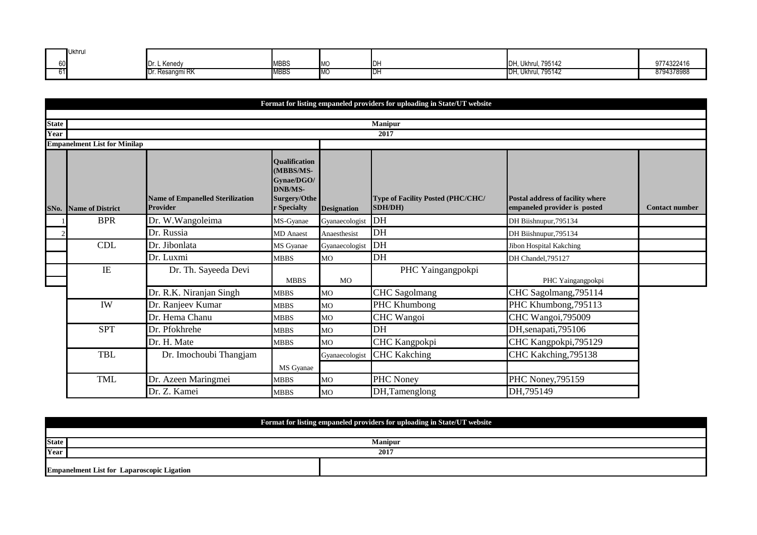| | Ukhrul | | | | | | |
|---|---|---|---|---|---|---|---|
| 60 | | Dr. L Kenedy | MBBS | MO | DH | DH, Ukhrul, 795142 | 9774322416 |
| 61 | | Dr. Resangmi RK | MBBS | MO | DH | DH, Ukhrul, 795142 | 8794378988 |

**Format for listing empaneled providers for uploading in State/UT website**

| | |
|---|---|
| **State** | **Manipur** |
| **Year** | **2017** |

**Empanelment List for Minilap**

| SNo. | Name of District | Name of Empanelled Sterilization Provider | Qualification (MBBS/MS-Gynae/DGO/ DNB/MS-Surgery/Other Specialty | Designation | Type of Facility Posted (PHC/CHC/ SDH/DH) | Postal address of facility where empaneled provider is posted | Contact number |
|---|---|---|---|---|---|---|---|
| 1 | BPR | Dr. W.Wangoleima | MS-Gyanae | Gyanaecologist | DH | DH Biishnupur,795134 | |
| 2 | | Dr. Russia | MD Anaest | Anaesthesist | DH | DH Biishnupur,795134 | |
| | CDL | Dr. Jibonlata | MS Gyanae | Gyanaecologist | DH | Jibon Hospital Kakching | |
| | | Dr. Luxmi | MBBS | MO | DH | DH Chandel,795127 | |
| | IE | Dr. Th. Sayeeda Devi | MBBS | MO | PHC Yaingangpokpi | PHC Yaingangpokpi | |
| | | Dr. R.K. Niranjan Singh | MBBS | MO | CHC Sagolmang | CHC Sagolmang,795114 | |
| | IW | Dr. Ranjeev Kumar | MBBS | MO | PHC Khumbong | PHC Khumbong,795113 | |
| | | Dr. Hema Chanu | MBBS | MO | CHC Wangoi | CHC Wangoi,795009 | |
| | SPT | Dr. Pfokhrehe | MBBS | MO | DH | DH,senapati,795106 | |
| | | Dr. H. Mate | MBBS | MO | CHC Kangpokpi | CHC Kangpokpi,795129 | |
| | TBL | Dr. Imochoubi Thangjam | MS Gyanae | Gyanaecologist | CHC Kakching | CHC Kakching,795138 | |
| | TML | Dr. Azeen Maringmei | MBBS | MO | PHC Noney | PHC Noney,795159 | |
| | | Dr. Z. Kamei | MBBS | MO | DH,Tamenglong | DH,795149 | |

**Format for listing empaneled providers for uploading in State/UT website**

| | |
|---|---|
| **State** | **Manipur** |
| **Year** | **2017** |

**Empanelment List for Laparoscopic Ligation**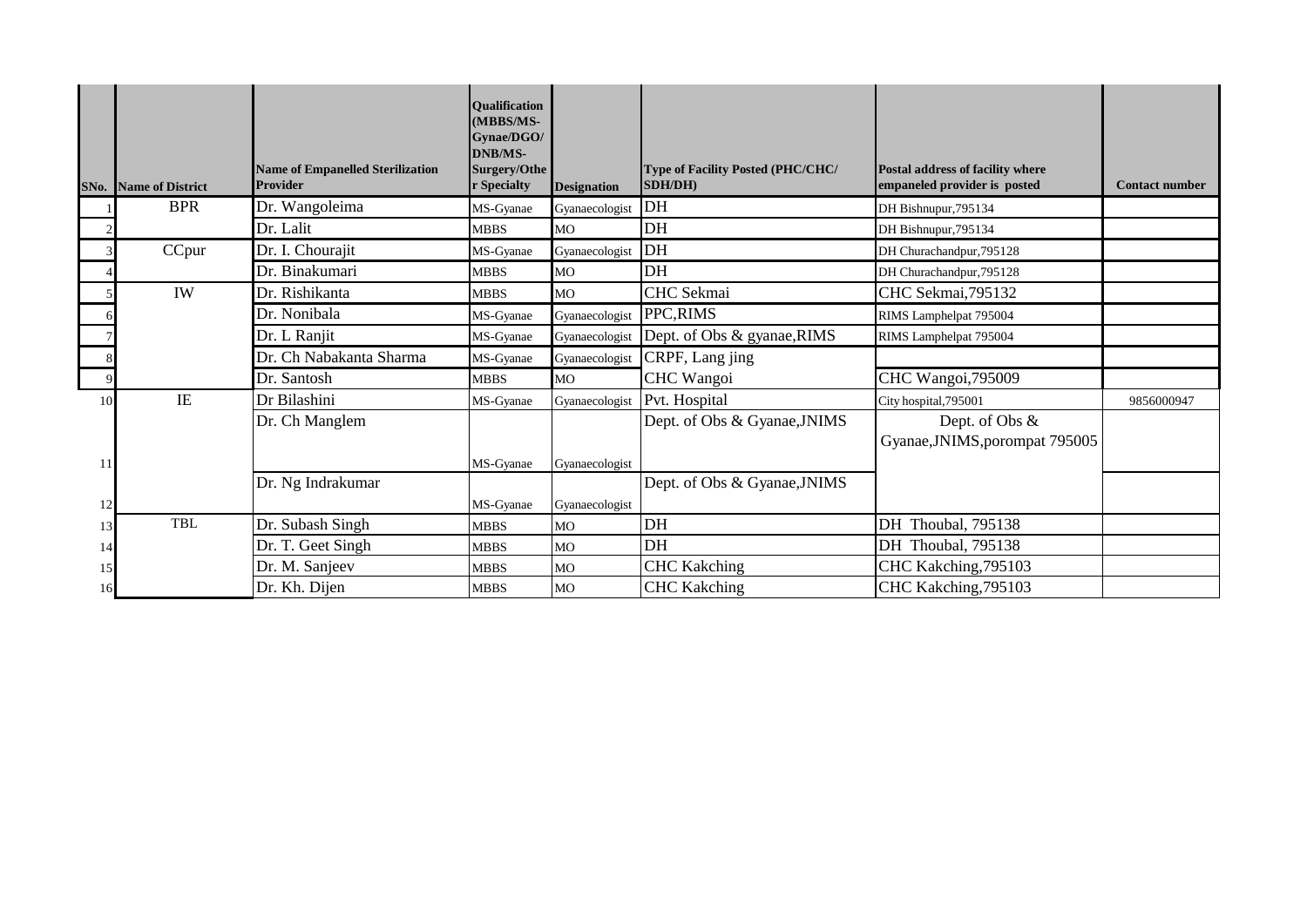| SNo. | Name of District | Name of Empanelled Sterilization Provider | Qualification (MBBS/MS-Gynae/DGO/ DNB/MS-Surgery/Other Specialty | Designation | Type of Facility Posted (PHC/CHC/ SDH/DH) | Postal address of facility where empaneled provider is posted | Contact number |
|---|---|---|---|---|---|---|---|
| 1 | BPR | Dr. Wangoleima | MS-Gyanae | Gyanaecologist | DH | DH Bishnupur,795134 | |
| 2 | | Dr. Lalit | MBBS | MO | DH | DH Bishnupur,795134 | |
| 3 | CCpur | Dr. I. Chourajit | MS-Gyanae | Gyanaecologist | DH | DH Churachandpur,795128 | |
| 4 | | Dr. Binakumari | MBBS | MO | DH | DH Churachandpur,795128 | |
| 5 | IW | Dr. Rishikanta | MBBS | MO | CHC Sekmai | CHC Sekmai,795132 | |
| 6 | | Dr. Nonibala | MS-Gyanae | Gyanaecologist | PPC,RIMS | RIMS Lamphelpat 795004 | |
| 7 | | Dr. L Ranjit | MS-Gyanae | Gyanaecologist | Dept. of Obs & gyanae,RIMS | RIMS Lamphelpat 795004 | |
| 8 | | Dr. Ch Nabakanta Sharma | MS-Gyanae | Gyanaecologist | CRPF, Lang jing | | |
| 9 | | Dr. Santosh | MBBS | MO | CHC Wangoi | CHC Wangoi,795009 | |
| 10 | IE | Dr Bilashini | MS-Gyanae | Gyanaecologist | Pvt. Hospital | City hospital,795001 | 9856000947 |
| 11 | | Dr. Ch Manglem | MS-Gyanae | Gyanaecologist | Dept. of Obs & Gyanae,JNIMS | Dept. of Obs & Gyanae,JNIMS,porompat 795005 | |
| 12 | | Dr. Ng Indrakumar | MS-Gyanae | Gyanaecologist | Dept. of Obs & Gyanae,JNIMS | | |
| 13 | TBL | Dr. Subash Singh | MBBS | MO | DH | DH Thoubal, 795138 | |
| 14 | | Dr. T. Geet Singh | MBBS | MO | DH | DH Thoubal, 795138 | |
| 15 | | Dr. M. Sanjeev | MBBS | MO | CHC Kakching | CHC Kakching,795103 | |
| 16 | | Dr. Kh. Dijen | MBBS | MO | CHC Kakching | CHC Kakching,795103 | |